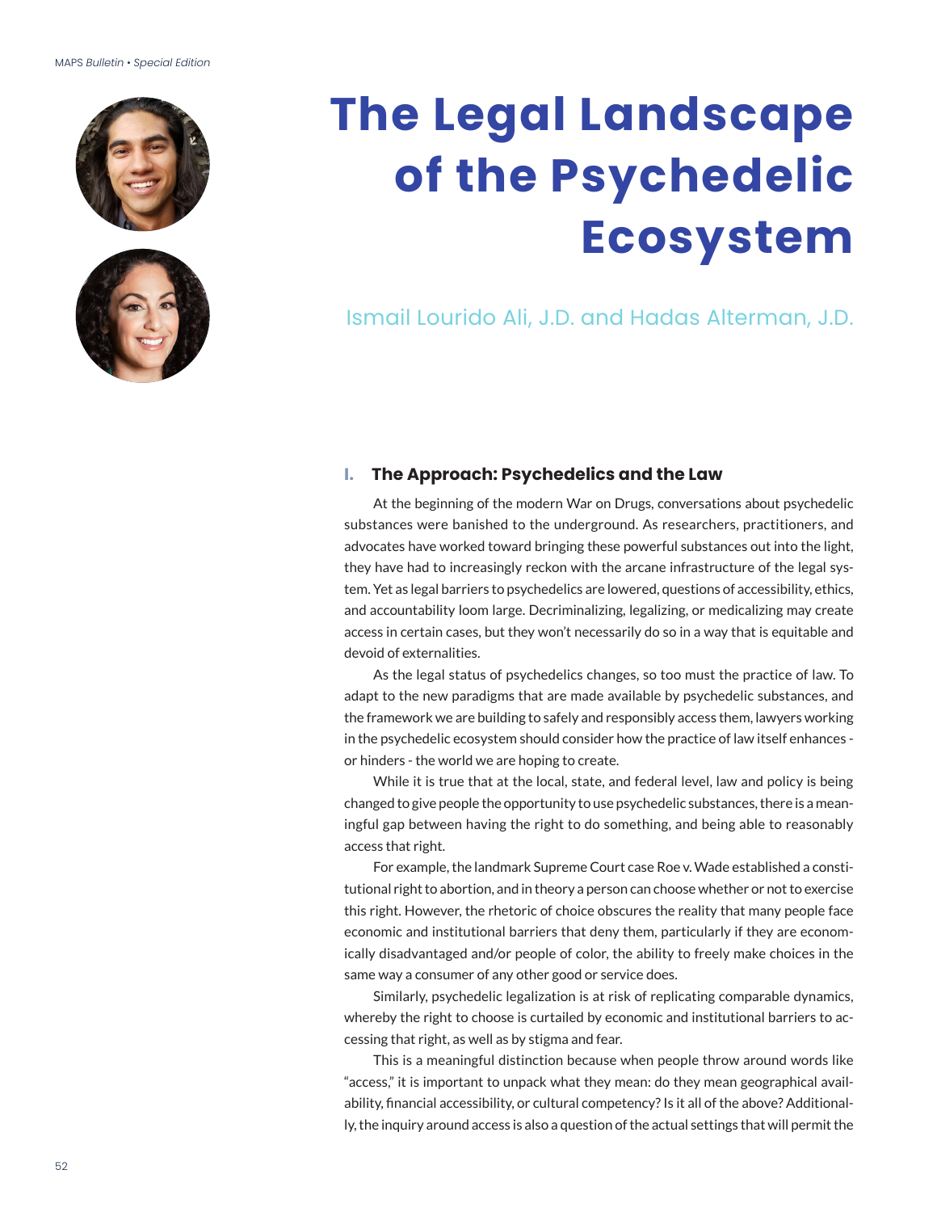# The Legal Landscape of the Psychedelic Ecosystem

Ismail Lourido Ali, J.D. and Hadas Alterman, J.D.

## I. The Approach: Psychedelics and the Law

At the beginning of the modern War on Drugs, conversations about psychedelic substances were banished to the underground. As researchers, practitioners, and advocates have worked toward bringing these powerful substances out into the light, they have had to increasingly reckon with the arcane infrastructure of the legal system. Yet as legal barriers to psychedelics are lowered, questions of accessibility, ethics, and accountability loom large. Decriminalizing, legalizing, or medicalizing may create access in certain cases, but they won't necessarily do so in a way that is equitable and devoid of externalities.

As the legal status of psychedelics changes, so too must the practice of law. To adapt to the new paradigms that are made available by psychedelic substances, and the framework we are building to safely and responsibly access them, lawyers working in the psychedelic ecosystem should consider how the practice of law itself enhances - or hinders - the world we are hoping to create.

While it is true that at the local, state, and federal level, law and policy is being changed to give people the opportunity to use psychedelic substances, there is a meaningful gap between having the right to do something, and being able to reasonably access that right.

For example, the landmark Supreme Court case Roe v. Wade established a constitutional right to abortion, and in theory a person can choose whether or not to exercise this right. However, the rhetoric of choice obscures the reality that many people face economic and institutional barriers that deny them, particularly if they are economically disadvantaged and/or people of color, the ability to freely make choices in the same way a consumer of any other good or service does.

Similarly, psychedelic legalization is at risk of replicating comparable dynamics, whereby the right to choose is curtailed by economic and institutional barriers to accessing that right, as well as by stigma and fear.

This is a meaningful distinction because when people throw around words like "access," it is important to unpack what they mean: do they mean geographical availability, financial accessibility, or cultural competency? Is it all of the above? Additionally, the inquiry around access is also a question of the actual settings that will permit the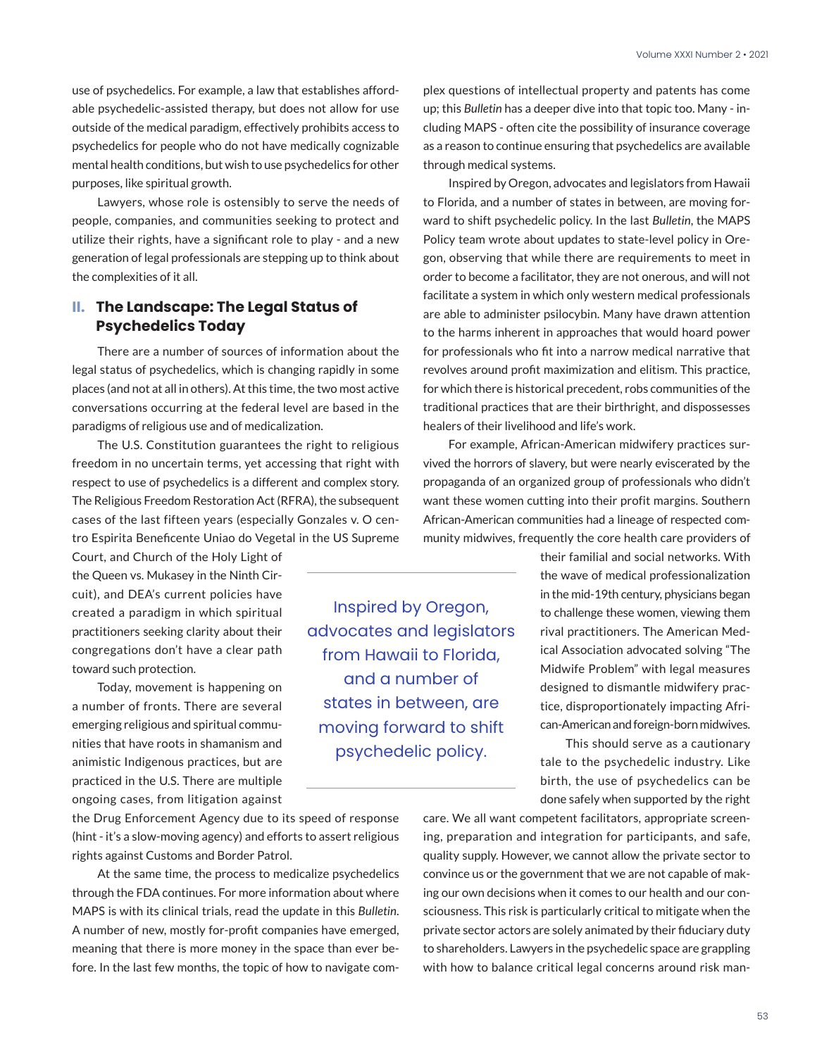use of psychedelics. For example, a law that establishes affordable psychedelic-assisted therapy, but does not allow for use outside of the medical paradigm, effectively prohibits access to psychedelics for people who do not have medically cognizable mental health conditions, but wish to use psychedelics for other purposes, like spiritual growth.

Lawyers, whose role is ostensibly to serve the needs of people, companies, and communities seeking to protect and utilize their rights, have a significant role to play - and a new generation of legal professionals are stepping up to think about the complexities of it all.

## II. The Landscape: The Legal Status of Psychedelics Today

There are a number of sources of information about the legal status of psychedelics, which is changing rapidly in some places (and not at all in others). At this time, the two most active conversations occurring at the federal level are based in the paradigms of religious use and of medicalization.

The U.S. Constitution guarantees the right to religious freedom in no uncertain terms, yet accessing that right with respect to use of psychedelics is a different and complex story. The Religious Freedom Restoration Act (RFRA), the subsequent cases of the last fifteen years (especially Gonzales v. O centro Espirita Beneficente Uniao do Vegetal in the US Supreme Court, and Church of the Holy Light of the Queen vs. Mukasey in the Ninth Circuit), and DEA's current policies have created a paradigm in which spiritual practitioners seeking clarity about their congregations don't have a clear path toward such protection.

Today, movement is happening on a number of fronts. There are several emerging religious and spiritual communities that have roots in shamanism and animistic Indigenous practices, but are practiced in the U.S. There are multiple ongoing cases, from litigation against the Drug Enforcement Agency due to its speed of response (hint - it's a slow-moving agency) and efforts to assert religious rights against Customs and Border Patrol.

At the same time, the process to medicalize psychedelics through the FDA continues. For more information about where MAPS is with its clinical trials, read the update in this *Bulletin*. A number of new, mostly for-profit companies have emerged, meaning that there is more money in the space than ever before. In the last few months, the topic of how to navigate complex questions of intellectual property and patents has come up; this *Bulletin* has a deeper dive into that topic too. Many - including MAPS - often cite the possibility of insurance coverage as a reason to continue ensuring that psychedelics are available through medical systems.

Inspired by Oregon, advocates and legislators from Hawaii to Florida, and a number of states in between, are moving forward to shift psychedelic policy. In the last *Bulletin*, the MAPS Policy team wrote about updates to state-level policy in Oregon, observing that while there are requirements to meet in order to become a facilitator, they are not onerous, and will not facilitate a system in which only western medical professionals are able to administer psilocybin. Many have drawn attention to the harms inherent in approaches that would hoard power for professionals who fit into a narrow medical narrative that revolves around profit maximization and elitism. This practice, for which there is historical precedent, robs communities of the traditional practices that are their birthright, and dispossesses healers of their livelihood and life's work.

> Inspired by Oregon, advocates and legislators from Hawaii to Florida, and a number of states in between, are moving forward to shift psychedelic policy.

For example, African-American midwifery practices survived the horrors of slavery, but were nearly eviscerated by the propaganda of an organized group of professionals who didn't want these women cutting into their profit margins. Southern African-American communities had a lineage of respected community midwives, frequently the core health care providers of their familial and social networks. With the wave of medical professionalization in the mid-19th century, physicians began to challenge these women, viewing them rival practitioners. The American Medical Association advocated solving "The Midwife Problem" with legal measures designed to dismantle midwifery practice, disproportionately impacting African-American and foreign-born midwives.

This should serve as a cautionary tale to the psychedelic industry. Like birth, the use of psychedelics can be done safely when supported by the right care. We all want competent facilitators, appropriate screening, preparation and integration for participants, and safe, quality supply. However, we cannot allow the private sector to convince us or the government that we are not capable of making our own decisions when it comes to our health and our consciousness. This risk is particularly critical to mitigate when the private sector actors are solely animated by their fiduciary duty to shareholders. Lawyers in the psychedelic space are grappling with how to balance critical legal concerns around risk man-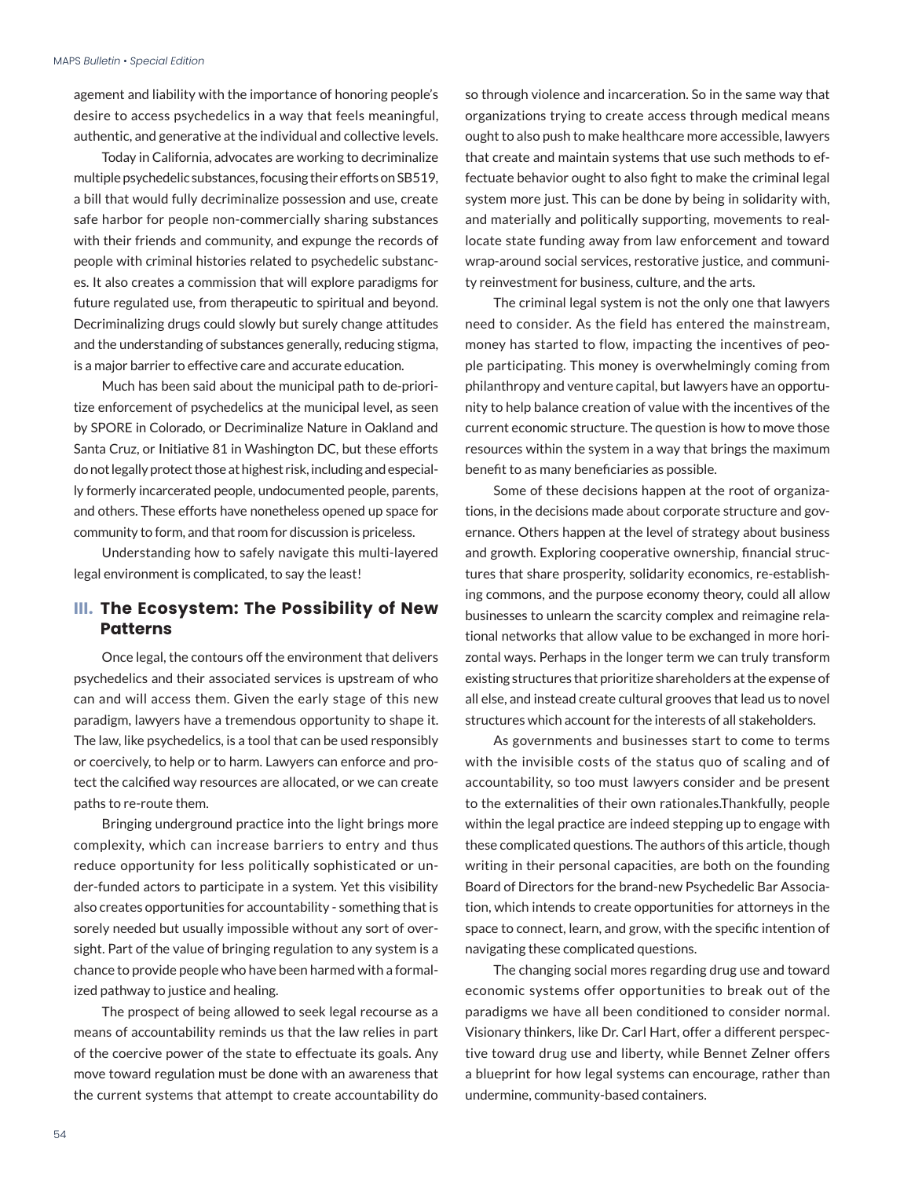agement and liability with the importance of honoring people's desire to access psychedelics in a way that feels meaningful, authentic, and generative at the individual and collective levels.

Today in California, advocates are working to decriminalize multiple psychedelic substances, focusing their efforts on SB519, a bill that would fully decriminalize possession and use, create safe harbor for people non-commercially sharing substances with their friends and community, and expunge the records of people with criminal histories related to psychedelic substances. It also creates a commission that will explore paradigms for future regulated use, from therapeutic to spiritual and beyond. Decriminalizing drugs could slowly but surely change attitudes and the understanding of substances generally, reducing stigma, is a major barrier to effective care and accurate education.

Much has been said about the municipal path to de-prioritize enforcement of psychedelics at the municipal level, as seen by SPORE in Colorado, or Decriminalize Nature in Oakland and Santa Cruz, or Initiative 81 in Washington DC, but these efforts do not legally protect those at highest risk, including and especially formerly incarcerated people, undocumented people, parents, and others. These efforts have nonetheless opened up space for community to form, and that room for discussion is priceless.

Understanding how to safely navigate this multi-layered legal environment is complicated, to say the least!

## III. The Ecosystem: The Possibility of New Patterns

Once legal, the contours off the environment that delivers psychedelics and their associated services is upstream of who can and will access them. Given the early stage of this new paradigm, lawyers have a tremendous opportunity to shape it. The law, like psychedelics, is a tool that can be used responsibly or coercively, to help or to harm. Lawyers can enforce and protect the calcified way resources are allocated, or we can create paths to re-route them.

Bringing underground practice into the light brings more complexity, which can increase barriers to entry and thus reduce opportunity for less politically sophisticated or under-funded actors to participate in a system. Yet this visibility also creates opportunities for accountability - something that is sorely needed but usually impossible without any sort of oversight. Part of the value of bringing regulation to any system is a chance to provide people who have been harmed with a formalized pathway to justice and healing.

The prospect of being allowed to seek legal recourse as a means of accountability reminds us that the law relies in part of the coercive power of the state to effectuate its goals. Any move toward regulation must be done with an awareness that the current systems that attempt to create accountability do so through violence and incarceration. So in the same way that organizations trying to create access through medical means ought to also push to make healthcare more accessible, lawyers that create and maintain systems that use such methods to effectuate behavior ought to also fight to make the criminal legal system more just. This can be done by being in solidarity with, and materially and politically supporting, movements to reallocate state funding away from law enforcement and toward wrap-around social services, restorative justice, and community reinvestment for business, culture, and the arts.

The criminal legal system is not the only one that lawyers need to consider. As the field has entered the mainstream, money has started to flow, impacting the incentives of people participating. This money is overwhelmingly coming from philanthropy and venture capital, but lawyers have an opportunity to help balance creation of value with the incentives of the current economic structure. The question is how to move those resources within the system in a way that brings the maximum benefit to as many beneficiaries as possible.

Some of these decisions happen at the root of organizations, in the decisions made about corporate structure and governance. Others happen at the level of strategy about business and growth. Exploring cooperative ownership, financial structures that share prosperity, solidarity economics, re-establishing commons, and the purpose economy theory, could all allow businesses to unlearn the scarcity complex and reimagine relational networks that allow value to be exchanged in more horizontal ways. Perhaps in the longer term we can truly transform existing structures that prioritize shareholders at the expense of all else, and instead create cultural grooves that lead us to novel structures which account for the interests of all stakeholders.

As governments and businesses start to come to terms with the invisible costs of the status quo of scaling and of accountability, so too must lawyers consider and be present to the externalities of their own rationales.Thankfully, people within the legal practice are indeed stepping up to engage with these complicated questions. The authors of this article, though writing in their personal capacities, are both on the founding Board of Directors for the brand-new Psychedelic Bar Association, which intends to create opportunities for attorneys in the space to connect, learn, and grow, with the specific intention of navigating these complicated questions.

The changing social mores regarding drug use and toward economic systems offer opportunities to break out of the paradigms we have all been conditioned to consider normal. Visionary thinkers, like Dr. Carl Hart, offer a different perspective toward drug use and liberty, while Bennet Zelner offers a blueprint for how legal systems can encourage, rather than undermine, community-based containers.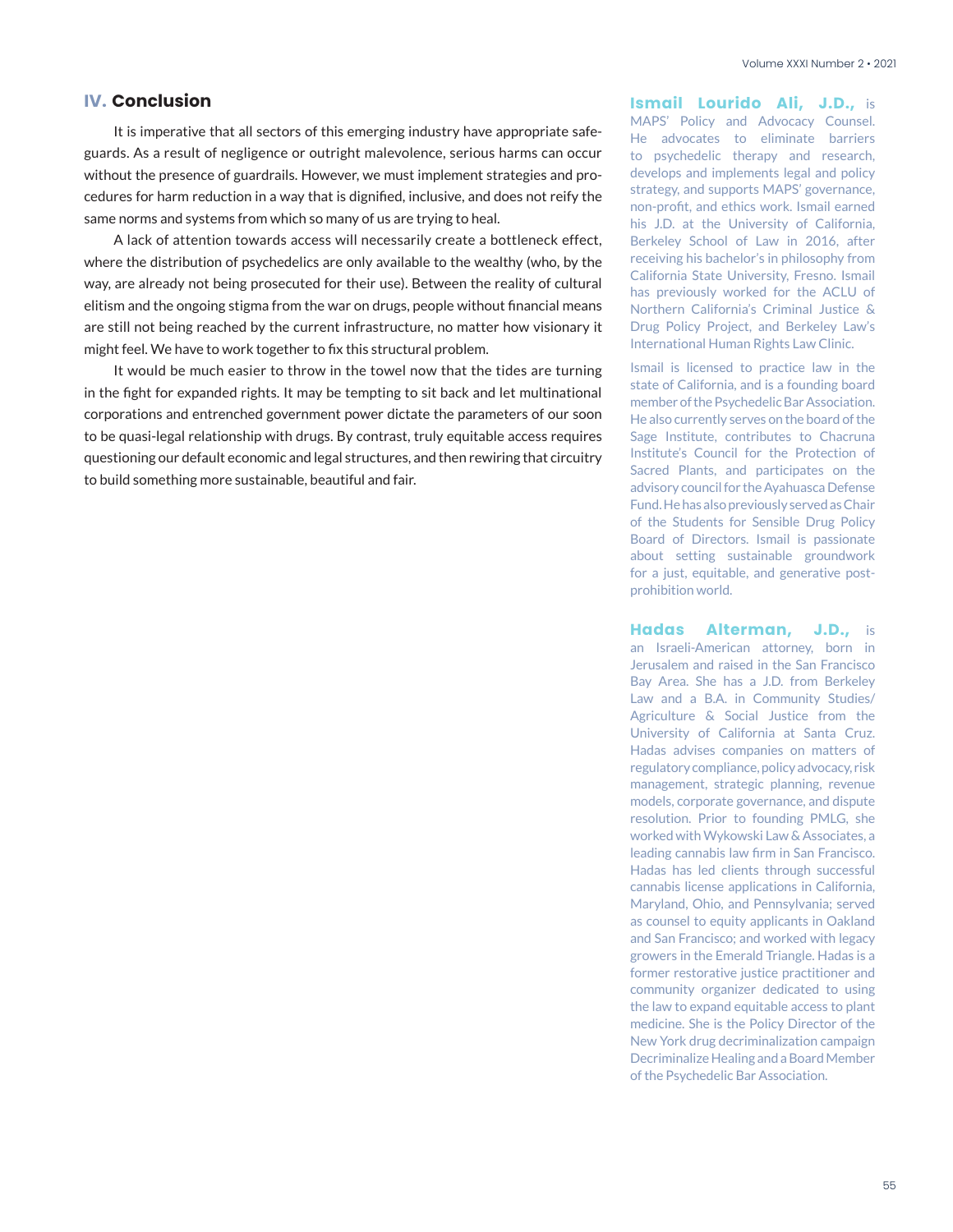## IV. Conclusion

It is imperative that all sectors of this emerging industry have appropriate safeguards. As a result of negligence or outright malevolence, serious harms can occur without the presence of guardrails. However, we must implement strategies and procedures for harm reduction in a way that is dignified, inclusive, and does not reify the same norms and systems from which so many of us are trying to heal.

A lack of attention towards access will necessarily create a bottleneck effect, where the distribution of psychedelics are only available to the wealthy (who, by the way, are already not being prosecuted for their use). Between the reality of cultural elitism and the ongoing stigma from the war on drugs, people without financial means are still not being reached by the current infrastructure, no matter how visionary it might feel. We have to work together to fix this structural problem.

It would be much easier to throw in the towel now that the tides are turning in the fight for expanded rights. It may be tempting to sit back and let multinational corporations and entrenched government power dictate the parameters of our soon to be quasi-legal relationship with drugs. By contrast, truly equitable access requires questioning our default economic and legal structures, and then rewiring that circuitry to build something more sustainable, beautiful and fair.

**Ismail Lourido Ali, J.D.,** is MAPS' Policy and Advocacy Counsel. He advocates to eliminate barriers to psychedelic therapy and research, develops and implements legal and policy strategy, and supports MAPS' governance, non-profit, and ethics work. Ismail earned his J.D. at the University of California, Berkeley School of Law in 2016, after receiving his bachelor's in philosophy from California State University, Fresno. Ismail has previously worked for the ACLU of Northern California's Criminal Justice & Drug Policy Project, and Berkeley Law's International Human Rights Law Clinic.

Ismail is licensed to practice law in the state of California, and is a founding board member of the Psychedelic Bar Association. He also currently serves on the board of the Sage Institute, contributes to Chacruna Institute's Council for the Protection of Sacred Plants, and participates on the advisory council for the Ayahuasca Defense Fund. He has also previously served as Chair of the Students for Sensible Drug Policy Board of Directors. Ismail is passionate about setting sustainable groundwork for a just, equitable, and generative post-prohibition world.

**Hadas Alterman, J.D.,** is an Israeli-American attorney, born in Jerusalem and raised in the San Francisco Bay Area. She has a J.D. from Berkeley Law and a B.A. in Community Studies/Agriculture & Social Justice from the University of California at Santa Cruz. Hadas advises companies on matters of regulatory compliance, policy advocacy, risk management, strategic planning, revenue models, corporate governance, and dispute resolution. Prior to founding PMLG, she worked with Wykowski Law & Associates, a leading cannabis law firm in San Francisco. Hadas has led clients through successful cannabis license applications in California, Maryland, Ohio, and Pennsylvania; served as counsel to equity applicants in Oakland and San Francisco; and worked with legacy growers in the Emerald Triangle. Hadas is a former restorative justice practitioner and community organizer dedicated to using the law to expand equitable access to plant medicine. She is the Policy Director of the New York drug decriminalization campaign Decriminalize Healing and a Board Member of the Psychedelic Bar Association.